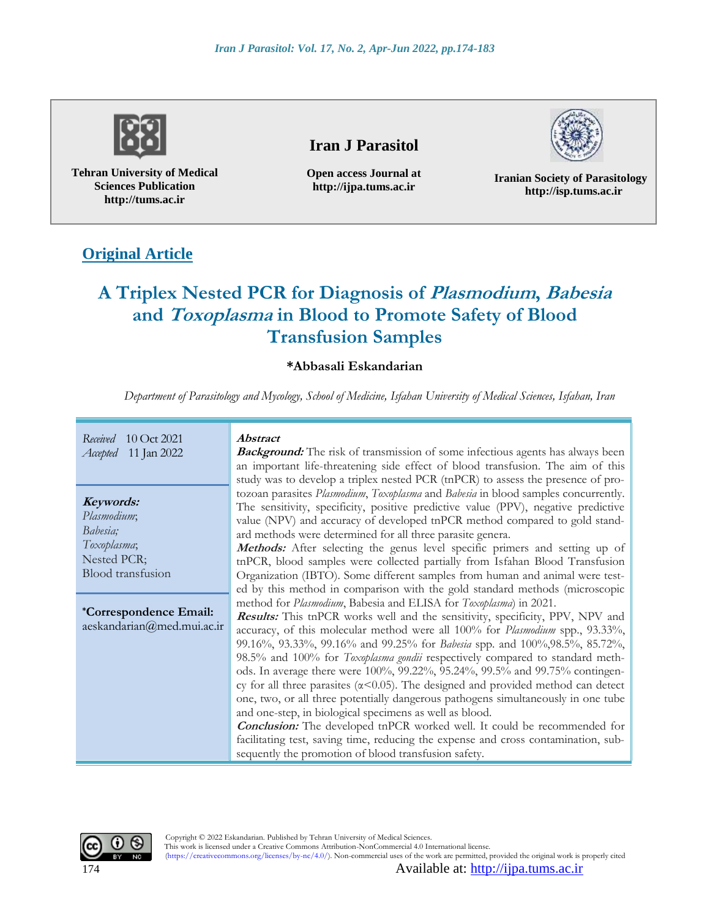Tehran University of Medical Sciences Publication
http://tums.ac.ir

**Iran J Parasitol**

Open access Journal at
http://ijpa.tums.ac.ir

Iranian Society of Parasitology
http://isp.tums.ac.ir

**Original Article**

# A Triplex Nested PCR for Diagnosis of *Plasmodium*, *Babesia* and *Toxoplasma* in Blood to Promote Safety of Blood Transfusion Samples

**\*Abbasali Eskandarian**

*Department of Parasitology and Mycology, School of Medicine, Isfahan University of Medical Sciences, Isfahan, Iran*

*Received* 10 Oct 2021
*Accepted* 11 Jan 2022

**Keywords:**
*Plasmodium*;
*Babesia*;
*Toxoplasma*;
Nested PCR;
Blood transfusion

**\*Correspondence Email:**
aeskandarian@med.mui.ac.ir

***Abstract***

***Background:*** The risk of transmission of some infectious agents has always been an important life-threatening side effect of blood transfusion. The aim of this study was to develop a triplex nested PCR (tnPCR) to assess the presence of protozoan parasites *Plasmodium*, *Toxoplasma* and *Babesia* in blood samples concurrently. The sensitivity, specificity, positive predictive value (PPV), negative predictive value (NPV) and accuracy of developed tnPCR method compared to gold standard methods were determined for all three parasite genera.

***Methods:*** After selecting the genus level specific primers and setting up of tnPCR, blood samples were collected partially from Isfahan Blood Transfusion Organization (IBTO). Some different samples from human and animal were tested by this method in comparison with the gold standard methods (microscopic method for *Plasmodium*, Babesia and ELISA for *Toxoplasma*) in 2021.

***Results:*** This tnPCR works well and the sensitivity, specificity, PPV, NPV and accuracy, of this molecular method were all 100% for *Plasmodium* spp., 93.33%, 99.16%, 93.33%, 99.16% and 99.25% for *Babesia* spp. and 100%,98.5%, 85.72%, 98.5% and 100% for *Toxoplasma gondii* respectively compared to standard methods. In average there were 100%, 99.22%, 95.24%, 99.5% and 99.75% contingency for all three parasites ($\alpha<0.05$). The designed and provided method can detect one, two, or all three potentially dangerous pathogens simultaneously in one tube and one-step, in biological specimens as well as blood.

***Conclusion:*** The developed tnPCR worked well. It could be recommended for facilitating test, saving time, reducing the expense and cross contamination, subsequently the promotion of blood transfusion safety.

Copyright © 2022 Eskandarian. Published by Tehran University of Medical Sciences.
This work is licensed under a Creative Commons Attribution-NonCommercial 4.0 International license.
(https://creativecommons.org/licenses/by-nc/4.0/). Non-commercial uses of the work are permitted, provided the original work is properly cited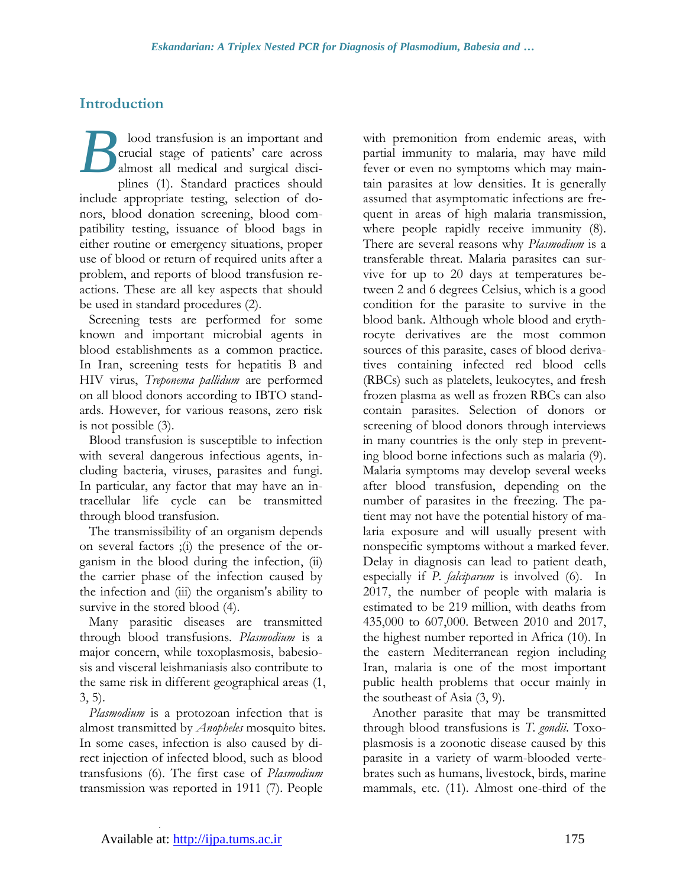## Introduction

Blood transfusion is an important and crucial stage of patients' care across almost all medical and surgical disciplines (1). Standard practices should include appropriate testing, selection of donors, blood donation screening, blood compatibility testing, issuance of blood bags in either routine or emergency situations, proper use of blood or return of required units after a problem, and reports of blood transfusion reactions. These are all key aspects that should be used in standard procedures (2).

Screening tests are performed for some known and important microbial agents in blood establishments as a common practice. In Iran, screening tests for hepatitis B and HIV virus, *Treponema pallidum* are performed on all blood donors according to IBTO standards. However, for various reasons, zero risk is not possible (3).

Blood transfusion is susceptible to infection with several dangerous infectious agents, including bacteria, viruses, parasites and fungi. In particular, any factor that may have an intracellular life cycle can be transmitted through blood transfusion.

The transmissibility of an organism depends on several factors ;(i) the presence of the organism in the blood during the infection, (ii) the carrier phase of the infection caused by the infection and (iii) the organism's ability to survive in the stored blood (4).

Many parasitic diseases are transmitted through blood transfusions. *Plasmodium* is a major concern, while toxoplasmosis, babesiosis and visceral leishmaniasis also contribute to the same risk in different geographical areas (1, 3, 5).

*Plasmodium* is a protozoan infection that is almost transmitted by *Anopheles* mosquito bites. In some cases, infection is also caused by direct injection of infected blood, such as blood transfusions (6). The first case of *Plasmodium* transmission was reported in 1911 (7). People with premonition from endemic areas, with partial immunity to malaria, may have mild fever or even no symptoms which may maintain parasites at low densities. It is generally assumed that asymptomatic infections are frequent in areas of high malaria transmission, where people rapidly receive immunity (8). There are several reasons why *Plasmodium* is a transferable threat. Malaria parasites can survive for up to 20 days at temperatures between 2 and 6 degrees Celsius, which is a good condition for the parasite to survive in the blood bank. Although whole blood and erythrocyte derivatives are the most common sources of this parasite, cases of blood derivatives containing infected red blood cells (RBCs) such as platelets, leukocytes, and fresh frozen plasma as well as frozen RBCs can also contain parasites. Selection of donors or screening of blood donors through interviews in many countries is the only step in preventing blood borne infections such as malaria (9). Malaria symptoms may develop several weeks after blood transfusion, depending on the number of parasites in the freezing. The patient may not have the potential history of malaria exposure and will usually present with nonspecific symptoms without a marked fever. Delay in diagnosis can lead to patient death, especially if *P. falciparum* is involved (6). In 2017, the number of people with malaria is estimated to be 219 million, with deaths from 435,000 to 607,000. Between 2010 and 2017, the highest number reported in Africa (10). In the eastern Mediterranean region including Iran, malaria is one of the most important public health problems that occur mainly in the southeast of Asia (3, 9).

Another parasite that may be transmitted through blood transfusions is *T. gondii*. Toxoplasmosis is a zoonotic disease caused by this parasite in a variety of warm-blooded vertebrates such as humans, livestock, birds, marine mammals, etc. (11). Almost one-third of the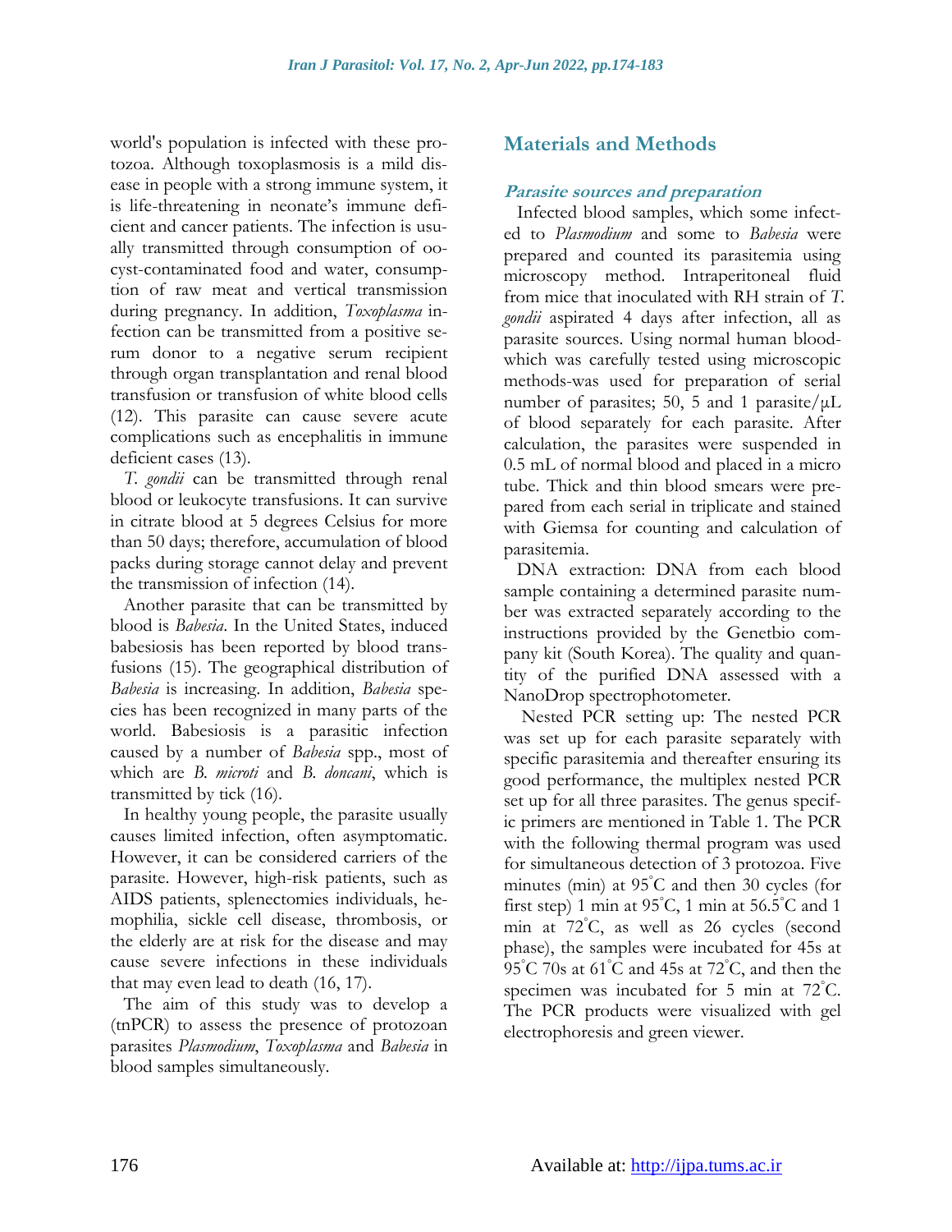world's population is infected with these protozoa. Although toxoplasmosis is a mild disease in people with a strong immune system, it is life-threatening in neonate's immune deficient and cancer patients. The infection is usually transmitted through consumption of oocyst-contaminated food and water, consumption of raw meat and vertical transmission during pregnancy. In addition, *Toxoplasma* infection can be transmitted from a positive serum donor to a negative serum recipient through organ transplantation and renal blood transfusion or transfusion of white blood cells (12). This parasite can cause severe acute complications such as encephalitis in immune deficient cases (13).

*T. gondii* can be transmitted through renal blood or leukocyte transfusions. It can survive in citrate blood at 5 degrees Celsius for more than 50 days; therefore, accumulation of blood packs during storage cannot delay and prevent the transmission of infection (14).

Another parasite that can be transmitted by blood is *Babesia*. In the United States, induced babesiosis has been reported by blood transfusions (15). The geographical distribution of *Babesia* is increasing. In addition, *Babesia* species has been recognized in many parts of the world. Babesiosis is a parasitic infection caused by a number of *Babesia* spp., most of which are *B. microti* and *B. doncani*, which is transmitted by tick (16).

In healthy young people, the parasite usually causes limited infection, often asymptomatic. However, it can be considered carriers of the parasite. However, high-risk patients, such as AIDS patients, splenectomies individuals, hemophilia, sickle cell disease, thrombosis, or the elderly are at risk for the disease and may cause severe infections in these individuals that may even lead to death (16, 17).

The aim of this study was to develop a (tnPCR) to assess the presence of protozoan parasites *Plasmodium*, *Toxoplasma* and *Babesia* in blood samples simultaneously.

## Materials and Methods

### *Parasite sources and preparation*

Infected blood samples, which some infected to *Plasmodium* and some to *Babesia* were prepared and counted its parasitemia using microscopy method. Intraperitoneal fluid from mice that inoculated with RH strain of *T. gondii* aspirated 4 days after infection, all as parasite sources. Using normal human blood-which was carefully tested using microscopic methods-was used for preparation of serial number of parasites; 50, 5 and 1 parasite/μL of blood separately for each parasite. After calculation, the parasites were suspended in 0.5 mL of normal blood and placed in a micro tube. Thick and thin blood smears were prepared from each serial in triplicate and stained with Giemsa for counting and calculation of parasitemia.

DNA extraction: DNA from each blood sample containing a determined parasite number was extracted separately according to the instructions provided by the Genetbio company kit (South Korea). The quality and quantity of the purified DNA assessed with a NanoDrop spectrophotometer.

Nested PCR setting up: The nested PCR was set up for each parasite separately with specific parasitemia and thereafter ensuring its good performance, the multiplex nested PCR set up for all three parasites. The genus specific primers are mentioned in Table 1. The PCR with the following thermal program was used for simultaneous detection of 3 protozoa. Five minutes (min) at 95˚C and then 30 cycles (for first step) 1 min at 95˚C, 1 min at 56.5˚C and 1 min at 72˚C, as well as 26 cycles (second phase), the samples were incubated for 45s at 95˚C 70s at 61˚C and 45s at 72˚C, and then the specimen was incubated for 5 min at 72˚C. The PCR products were visualized with gel electrophoresis and green viewer.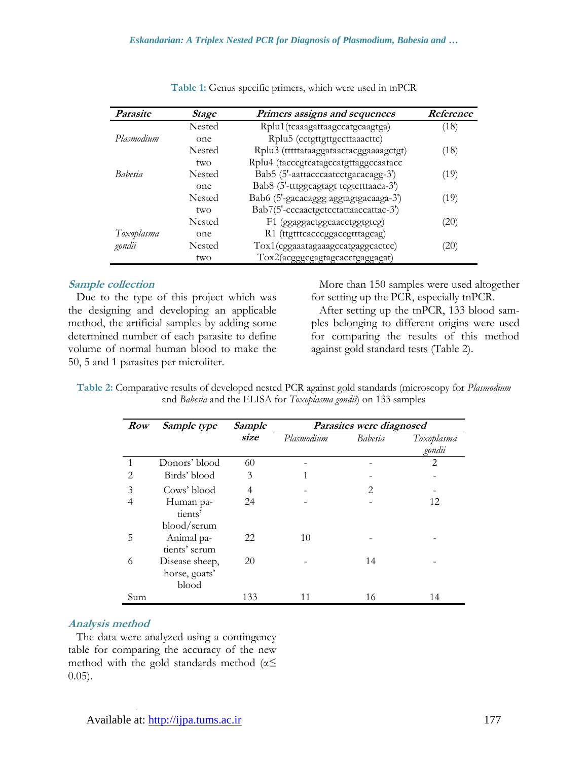Table 1: Genus specific primers, which were used in tnPCR

| Parasite | Stage | Primers assigns and sequences | Reference |
|---|---|---|---|
| *Plasmodium* | Nested one | Rplu1(tcaaagattaagccatgcaagtga) | (18) |
| | | Rplu5 (cctgttgttgccttaaacttc) | |
| | Nested two | Rplu3 (tttttataaggataactacggaaaagctgt) | (18) |
| | | Rplu4 (tacccgtcatagccatgttaggccaatacc | |
| *Babesia* | Nested one | Bab5 (5'-aattacccaatcctgacacagg-3') | (19) |
| | | Bab8 (5'-tttggcagtagt tcgtctttaaca-3') | |
| | Nested two | Bab6 (5'-gacacaggg aggtagtgacaaga-3') | (19) |
| | | Bab7(5'-cccaactgctcctattaaccattac-3') | |
| *Toxoplasma gondii* | Nested one | F1 (ggaggactggcaacctggtgtcg) | (20) |
| | | R1 (ttgtttcacccggaccgtttagcag) | |
| | Nested two | Tox1(cggaaatagaaagccatgaggcactcc) | (20) |
| | | Tox2(acgggcgagtagcacctgaggagat) | |

### Sample collection

Due to the type of this project which was the designing and developing an applicable method, the artificial samples by adding some determined number of each parasite to define volume of normal human blood to make the 50, 5 and 1 parasites per microliter.

More than 150 samples were used altogether for setting up the PCR, especially tnPCR.

After setting up the tnPCR, 133 blood samples belonging to different origins were used for comparing the results of this method against gold standard tests (Table 2).

Table 2: Comparative results of developed nested PCR against gold standards (microscopy for *Plasmodium* and *Babesia* and the ELISA for *Toxoplasma gondii*) on 133 samples

| Row | Sample type | Sample size | Parasites were diagnosed | | |
|---|---|---|---|---|---|
| | | | *Plasmodium* | *Babesia* | *Toxoplasma gondii* |
| 1 | Donors' blood | 60 | - | - | 2 |
| 2 | Birds' blood | 3 | 1 | - | - |
| 3 | Cows' blood | 4 | - | 2 | - |
| 4 | Human patients' blood/serum | 24 | - | - | 12 |
| 5 | Animal patients' serum | 22 | 10 | - | - |
| 6 | Disease sheep, horse, goats' blood | 20 | - | 14 | - |
| Sum | | 133 | 11 | 16 | 14 |

### Analysis method

The data were analyzed using a contingency table for comparing the accuracy of the new method with the gold standards method ($\alpha \leq 0.05$).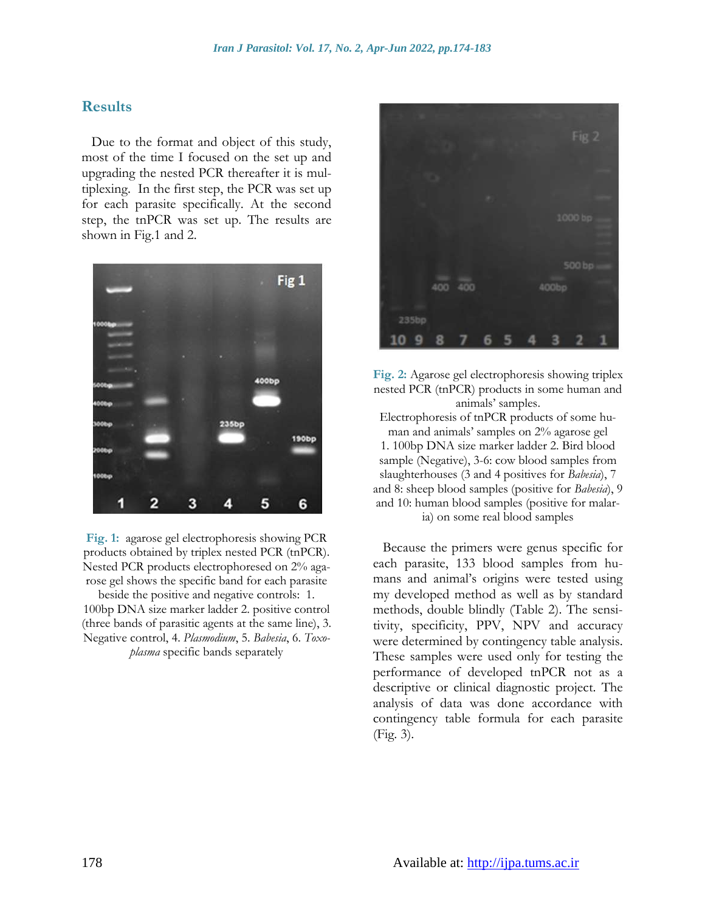## Results

Due to the format and object of this study, most of the time I focused on the set up and upgrading the nested PCR thereafter it is multiplexing. In the first step, the PCR was set up for each parasite specifically. At the second step, the tnPCR was set up. The results are shown in Fig.1 and 2.

**Fig. 1:** agarose gel electrophoresis showing PCR products obtained by triplex nested PCR (tnPCR). Nested PCR products electrophoresed on 2% agarose gel shows the specific band for each parasite beside the positive and negative controls: 1. 100bp DNA size marker ladder 2. positive control (three bands of parasitic agents at the same line), 3. Negative control, 4. *Plasmodium*, 5. *Babesia*, 6. *Toxoplasma* specific bands separately

**Fig. 2:** Agarose gel electrophoresis showing triplex nested PCR (tnPCR) products in some human and animals' samples.
Electrophoresis of tnPCR products of some human and animals' samples on 2% agarose gel 1. 100bp DNA size marker ladder 2. Bird blood sample (Negative), 3-6: cow blood samples from slaughterhouses (3 and 4 positives for *Babesia*), 7 and 8: sheep blood samples (positive for *Babesia*), 9 and 10: human blood samples (positive for malaria) on some real blood samples

Because the primers were genus specific for each parasite, 133 blood samples from humans and animal's origins were tested using my developed method as well as by standard methods, double blindly (Table 2). The sensitivity, specificity, PPV, NPV and accuracy were determined by contingency table analysis. These samples were used only for testing the performance of developed tnPCR not as a descriptive or clinical diagnostic project. The analysis of data was done accordance with contingency table formula for each parasite (Fig. 3).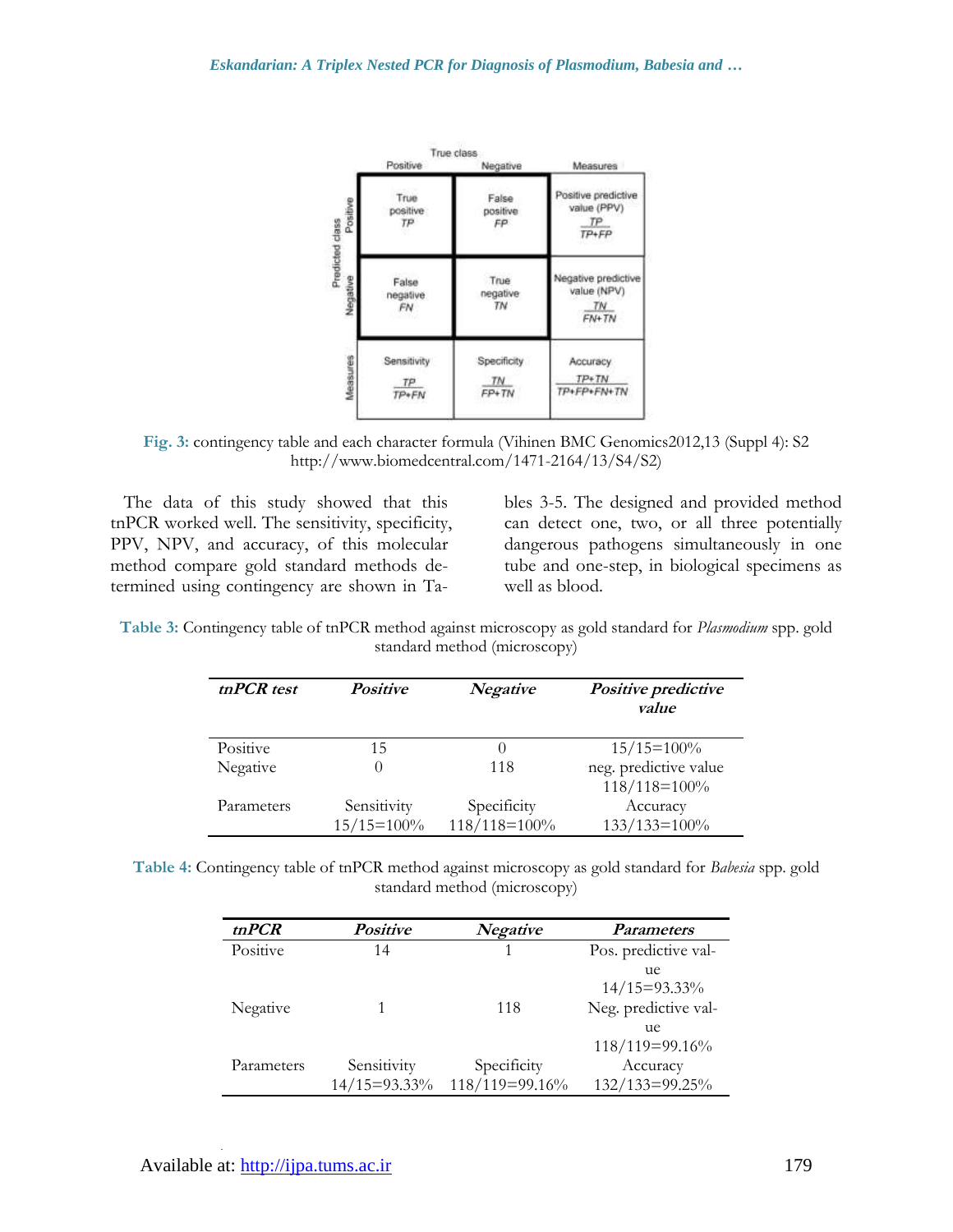| | | True class Positive | True class Negative | Measures |
|---|---|---|---|---|
| Predicted class | Positive | True positive *TP* | False positive *FP* | Positive predictive value (PPV) $\frac{TP}{TP+FP}$ |
| | Negative | False negative *FN* | True negative *TN* | Negative predictive value (NPV) $\frac{TN}{FN+TN}$ |
| Measures | | Sensitivity $\frac{TP}{TP+FN}$ | Specificity $\frac{TN}{FP+TN}$ | Accuracy $\frac{TP+TN}{TP+FP+FN+TN}$ |

**Fig. 3:** contingency table and each character formula (Vihinen BMC Genomics2012,13 (Suppl 4): S2 http://www.biomedcentral.com/1471-2164/13/S4/S2)

The data of this study showed that this tnPCR worked well. The sensitivity, specificity, PPV, NPV, and accuracy, of this molecular method compare gold standard methods determined using contingency are shown in Tables 3-5. The designed and provided method can detect one, two, or all three potentially dangerous pathogens simultaneously in one tube and one-step, in biological specimens as well as blood.

**Table 3:** Contingency table of tnPCR method against microscopy as gold standard for *Plasmodium* spp. gold standard method (microscopy)

| *tnPCR test* | *Positive* | *Negative* | *Positive predictive value* |
|---|---|---|---|
| Positive | 15 | 0 | 15/15=100% |
| Negative | 0 | 118 | neg. predictive value 118/118=100% |
| Parameters | Sensitivity 15/15=100% | Specificity 118/118=100% | Accuracy 133/133=100% |

**Table 4:** Contingency table of tnPCR method against microscopy as gold standard for *Babesia* spp. gold standard method (microscopy)

| *tnPCR* | *Positive* | *Negative* | *Parameters* |
|---|---|---|---|
| Positive | 14 | 1 | Pos. predictive value 14/15=93.33% |
| Negative | 1 | 118 | Neg. predictive value 118/119=99.16% |
| Parameters | Sensitivity 14/15=93.33% | Specificity 118/119=99.16% | Accuracy 132/133=99.25% |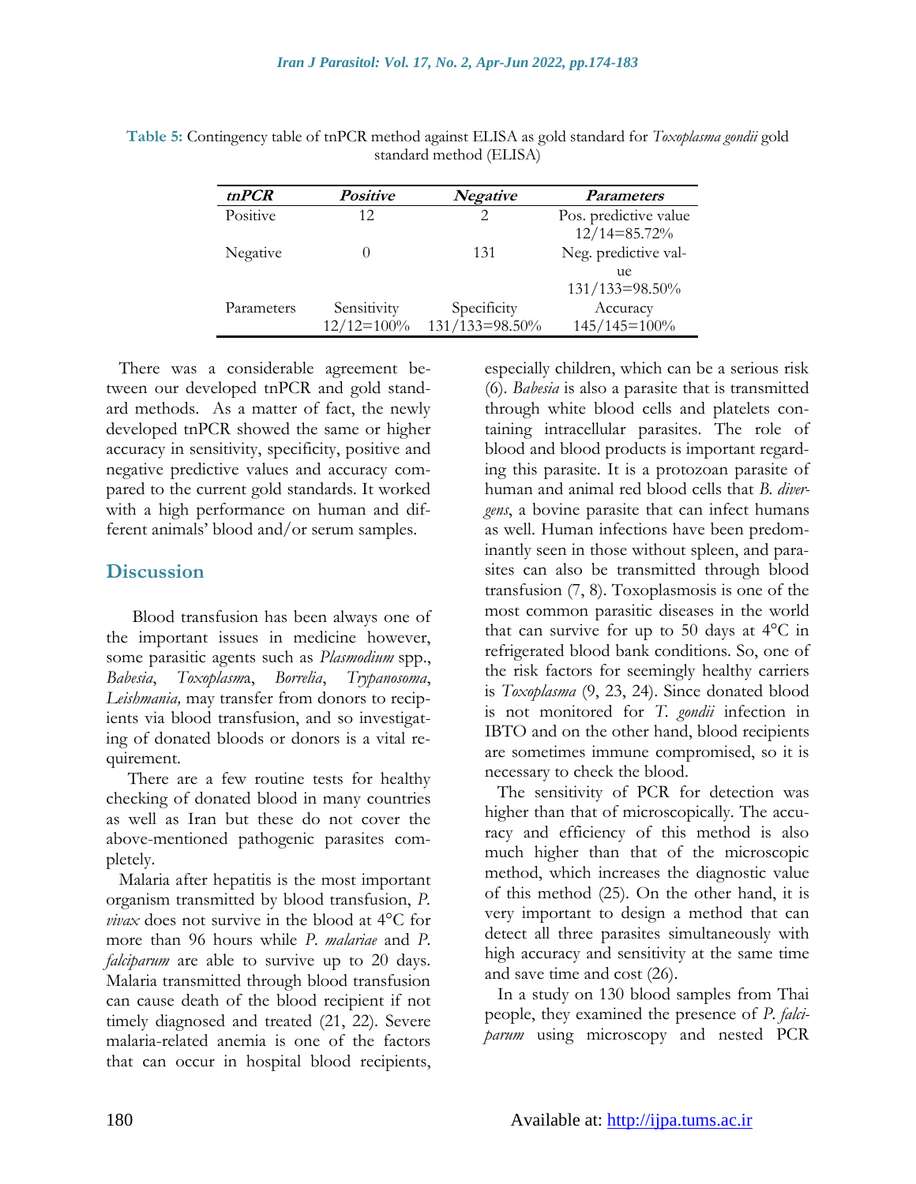**Table 5:** Contingency table of tnPCR method against ELISA as gold standard for *Toxoplasma gondii* gold standard method (ELISA)

| *tnPCR* | *Positive* | *Negative* | *Parameters* |
|---|---|---|---|
| Positive | 12 | 2 | Pos. predictive value 12/14=85.72% |
| Negative | 0 | 131 | Neg. predictive value 131/133=98.50% |
| Parameters | Sensitivity 12/12=100% | Specificity 131/133=98.50% | Accuracy 145/145=100% |

There was a considerable agreement between our developed tnPCR and gold standard methods. As a matter of fact, the newly developed tnPCR showed the same or higher accuracy in sensitivity, specificity, positive and negative predictive values and accuracy compared to the current gold standards. It worked with a high performance on human and different animals' blood and/or serum samples.

## Discussion

Blood transfusion has been always one of the important issues in medicine however, some parasitic agents such as *Plasmodium* spp., *Babesia*, *Toxoplasm*a, *Borrelia*, *Trypanosoma*, *Leishmania,* may transfer from donors to recipients via blood transfusion, and so investigating of donated bloods or donors is a vital requirement.

There are a few routine tests for healthy checking of donated blood in many countries as well as Iran but these do not cover the above-mentioned pathogenic parasites completely.

Malaria after hepatitis is the most important organism transmitted by blood transfusion, *P. vivax* does not survive in the blood at 4°C for more than 96 hours while *P. malariae* and *P. falciparum* are able to survive up to 20 days. Malaria transmitted through blood transfusion can cause death of the blood recipient if not timely diagnosed and treated (21, 22). Severe malaria-related anemia is one of the factors that can occur in hospital blood recipients, especially children, which can be a serious risk (6). *Babesia* is also a parasite that is transmitted through white blood cells and platelets containing intracellular parasites. The role of blood and blood products is important regarding this parasite. It is a protozoan parasite of human and animal red blood cells that *B. divergens*, a bovine parasite that can infect humans as well. Human infections have been predominantly seen in those without spleen, and parasites can also be transmitted through blood transfusion (7, 8). Toxoplasmosis is one of the most common parasitic diseases in the world that can survive for up to 50 days at 4°C in refrigerated blood bank conditions. So, one of the risk factors for seemingly healthy carriers is *Toxoplasma* (9, 23, 24). Since donated blood is not monitored for *T. gondii* infection in IBTO and on the other hand, blood recipients are sometimes immune compromised, so it is necessary to check the blood.

The sensitivity of PCR for detection was higher than that of microscopically. The accuracy and efficiency of this method is also much higher than that of the microscopic method, which increases the diagnostic value of this method (25). On the other hand, it is very important to design a method that can detect all three parasites simultaneously with high accuracy and sensitivity at the same time and save time and cost (26).

In a study on 130 blood samples from Thai people, they examined the presence of *P. falciparum* using microscopy and nested PCR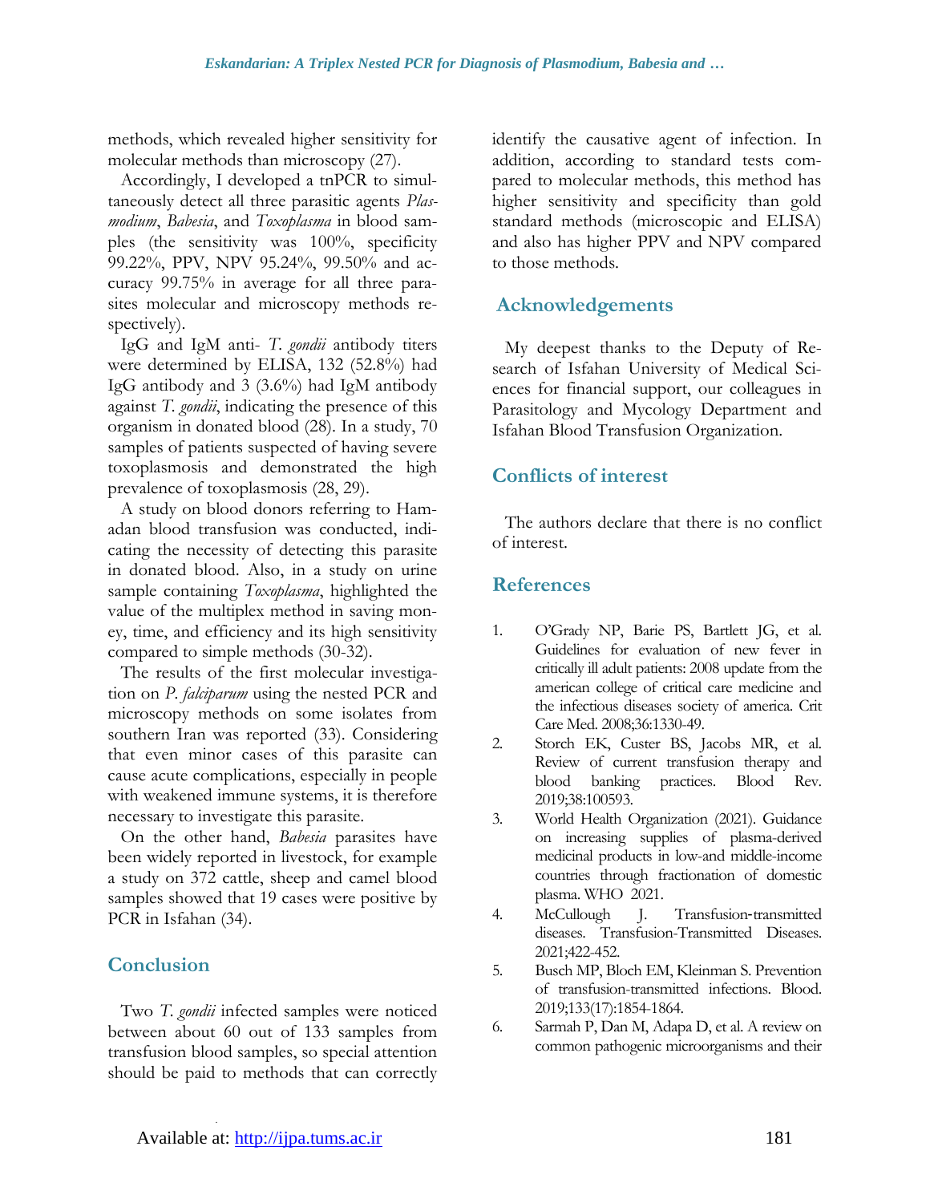methods, which revealed higher sensitivity for molecular methods than microscopy (27).

Accordingly, I developed a tnPCR to simultaneously detect all three parasitic agents *Plasmodium*, *Babesia*, and *Toxoplasma* in blood samples (the sensitivity was 100%, specificity 99.22%, PPV, NPV 95.24%, 99.50% and accuracy 99.75% in average for all three parasites molecular and microscopy methods respectively).

IgG and IgM anti- *T. gondii* antibody titers were determined by ELISA, 132 (52.8%) had IgG antibody and 3 (3.6%) had IgM antibody against *T. gondii*, indicating the presence of this organism in donated blood (28). In a study, 70 samples of patients suspected of having severe toxoplasmosis and demonstrated the high prevalence of toxoplasmosis (28, 29).

A study on blood donors referring to Hamadan blood transfusion was conducted, indicating the necessity of detecting this parasite in donated blood. Also, in a study on urine sample containing *Toxoplasma*, highlighted the value of the multiplex method in saving money, time, and efficiency and its high sensitivity compared to simple methods (30-32).

The results of the first molecular investigation on *P. falciparum* using the nested PCR and microscopy methods on some isolates from southern Iran was reported (33). Considering that even minor cases of this parasite can cause acute complications, especially in people with weakened immune systems, it is therefore necessary to investigate this parasite.

On the other hand, *Babesia* parasites have been widely reported in livestock, for example a study on 372 cattle, sheep and camel blood samples showed that 19 cases were positive by PCR in Isfahan (34).

## Conclusion

Two *T. gondii* infected samples were noticed between about 60 out of 133 samples from transfusion blood samples, so special attention should be paid to methods that can correctly identify the causative agent of infection. In addition, according to standard tests compared to molecular methods, this method has higher sensitivity and specificity than gold standard methods (microscopic and ELISA) and also has higher PPV and NPV compared to those methods.

## Acknowledgements

My deepest thanks to the Deputy of Research of Isfahan University of Medical Sciences for financial support, our colleagues in Parasitology and Mycology Department and Isfahan Blood Transfusion Organization.

## Conflicts of interest

The authors declare that there is no conflict of interest.

## References

1. O'Grady NP, Barie PS, Bartlett JG, et al. Guidelines for evaluation of new fever in critically ill adult patients: 2008 update from the american college of critical care medicine and the infectious diseases society of america. Crit Care Med. 2008;36:1330-49.
2. Storch EK, Custer BS, Jacobs MR, et al. Review of current transfusion therapy and blood banking practices. Blood Rev. 2019;38:100593.
3. World Health Organization (2021). Guidance on increasing supplies of plasma-derived medicinal products in low-and middle-income countries through fractionation of domestic plasma. WHO 2021.
4. McCullough J. Transfusion-transmitted diseases. Transfusion-Transmitted Diseases. 2021;422-452.
5. Busch MP, Bloch EM, Kleinman S. Prevention of transfusion-transmitted infections. Blood. 2019;133(17):1854-1864.
6. Sarmah P, Dan M, Adapa D, et al. A review on common pathogenic microorganisms and their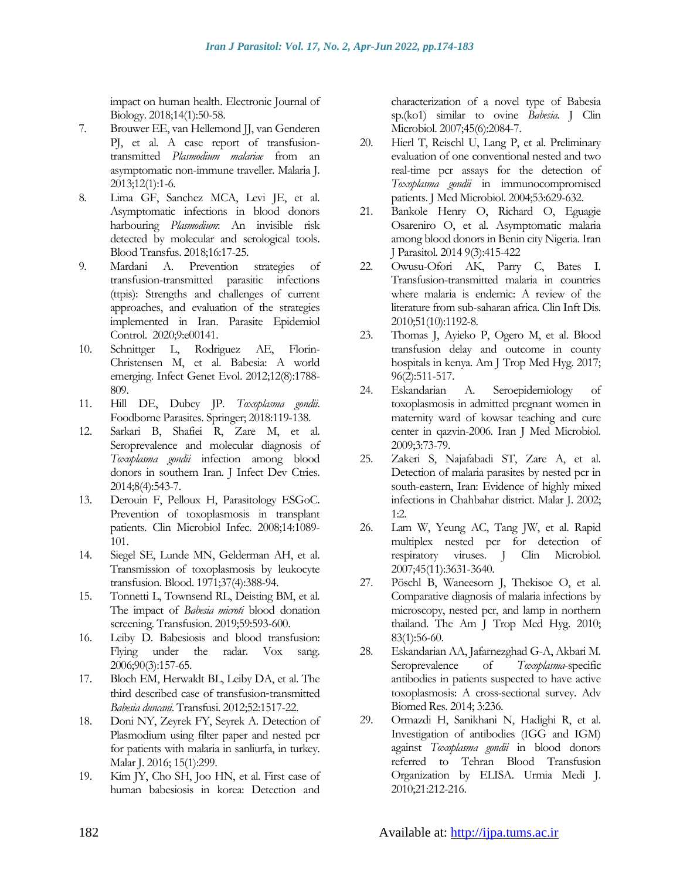impact on human health. Electronic Journal of Biology. 2018;14(1):50-58.

7. Brouwer EE, van Hellemond JJ, van Genderen PJ, et al. A case report of transfusion-transmitted *Plasmodium malariae* from an asymptomatic non-immune traveller. Malaria J. 2013;12(1):1-6.
8. Lima GF, Sanchez MCA, Levi JE, et al. Asymptomatic infections in blood donors harbouring *Plasmodium*: An invisible risk detected by molecular and serological tools. Blood Transfus. 2018;16:17-25.
9. Mardani A. Prevention strategies of transfusion-transmitted parasitic infections (ttpis): Strengths and challenges of current approaches, and evaluation of the strategies implemented in Iran. Parasite Epidemiol Control. 2020;9:e00141.
10. Schnittger L, Rodriguez AE, Florin-Christensen M, et al. Babesia: A world emerging. Infect Genet Evol. 2012;12(8):1788-809.
11. Hill DE, Dubey JP. *Toxoplasma gondii*. Foodborne Parasites. Springer; 2018:119-138.
12. Sarkari B, Shafiei R, Zare M, et al. Seroprevalence and molecular diagnosis of *Toxoplasma gondii* infection among blood donors in southern Iran. J Infect Dev Ctries. 2014;8(4):543-7.
13. Derouin F, Pelloux H, Parasitology ESGoC. Prevention of toxoplasmosis in transplant patients. Clin Microbiol Infec. 2008;14:1089-101.
14. Siegel SE, Lunde MN, Gelderman AH, et al. Transmission of toxoplasmosis by leukocyte transfusion. Blood. 1971;37(4):388-94.
15. Tonnetti L, Townsend RL, Deisting BM, et al. The impact of *Babesia microti* blood donation screening. Transfusion. 2019;59:593-600.
16. Leiby D. Babesiosis and blood transfusion: Flying under the radar. Vox sang. 2006;90(3):157-65.
17. Bloch EM, Herwaldt BL, Leiby DA, et al. The third described case of transfusion-transmitted *Babesia duncani*. Transfusi. 2012;52:1517-22.
18. Doni NY, Zeyrek FY, Seyrek A. Detection of Plasmodium using filter paper and nested pcr for patients with malaria in sanliurfa, in turkey. Malar J. 2016; 15(1):299.
19. Kim JY, Cho SH, Joo HN, et al. First case of human babesiosis in korea: Detection and characterization of a novel type of Babesia sp.(ko1) similar to ovine *Babesia*. J Clin Microbiol. 2007;45(6):2084-7.
20. Hierl T, Reischl U, Lang P, et al. Preliminary evaluation of one conventional nested and two real-time pcr assays for the detection of *Toxoplasma gondii* in immunocompromised patients. J Med Microbiol. 2004;53:629-632.
21. Bankole Henry O, Richard O, Eguagie Osareniro O, et al. Asymptomatic malaria among blood donors in Benin city Nigeria. Iran J Parasitol. 2014 9(3):415-422
22. Owusu-Ofori AK, Parry C, Bates I. Transfusion-transmitted malaria in countries where malaria is endemic: A review of the literature from sub-saharan africa. Clin Inft Dis. 2010;51(10):1192-8.
23. Thomas J, Ayieko P, Ogero M, et al. Blood transfusion delay and outcome in county hospitals in kenya. Am J Trop Med Hyg. 2017; 96(2):511-517.
24. Eskandarian A. Seroepidemiology of toxoplasmosis in admitted pregnant women in maternity ward of kowsar teaching and cure center in qazvin-2006. Iran J Med Microbiol. 2009;3:73-79.
25. Zakeri S, Najafabadi ST, Zare A, et al. Detection of malaria parasites by nested pcr in south-eastern, Iran: Evidence of highly mixed infections in Chahbahar district. Malar J. 2002; 1:2.
26. Lam W, Yeung AC, Tang JW, et al. Rapid multiplex nested pcr for detection of respiratory viruses. J Clin Microbiol. 2007;45(11):3631-3640.
27. Pöschl B, Waneesorn J, Thekisoe O, et al. Comparative diagnosis of malaria infections by microscopy, nested pcr, and lamp in northern thailand. The Am J Trop Med Hyg. 2010; 83(1):56-60.
28. Eskandarian AA, Jafarnezghad G-A, Akbari M. Seroprevalence of *Toxoplasma*-specific antibodies in patients suspected to have active toxoplasmosis: A cross-sectional survey. Adv Biomed Res. 2014; 3:236.
29. Ormazdi H, Sanikhani N, Hadighi R, et al. Investigation of antibodies (IGG and IGM) against *Toxoplasma gondii* in blood donors referred to Tehran Blood Transfusion Organization by ELISA. Urmia Medi J. 2010;21:212-216.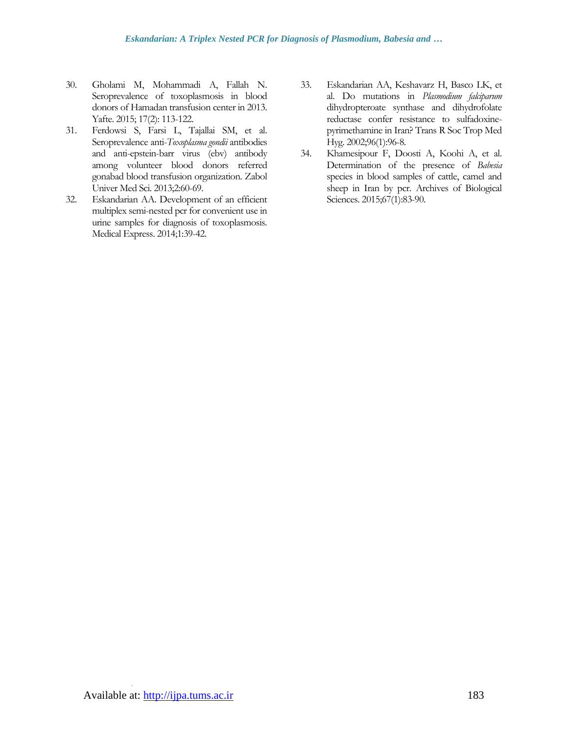30. Gholami M, Mohammadi A, Fallah N. Seroprevalence of toxoplasmosis in blood donors of Hamadan transfusion center in 2013. Yafte. 2015; 17(2): 113-122.
31. Ferdowsi S, Farsi L, Tajallai SM, et al. Seroprevalence anti-*Toxoplasma gondii* antibodies and anti-epstein-barr virus (ebv) antibody among volunteer blood donors referred gonabad blood transfusion organization. Zabol Univer Med Sci. 2013;2:60-69.
32. Eskandarian AA. Development of an efficient multiplex semi-nested pcr for convenient use in urine samples for diagnosis of toxoplasmosis. Medical Express. 2014;1:39-42.
33. Eskandarian AA, Keshavarz H, Basco LK, et al. Do mutations in *Plasmodium falciparum* dihydropteroate synthase and dihydrofolate reductase confer resistance to sulfadoxine-pyrimethamine in Iran? Trans R Soc Trop Med Hyg. 2002;96(1):96-8.
34. Khamesipour F, Doosti A, Koohi A, et al. Determination of the presence of *Babesia* species in blood samples of cattle, camel and sheep in Iran by pcr. Archives of Biological Sciences. 2015;67(1):83-90.